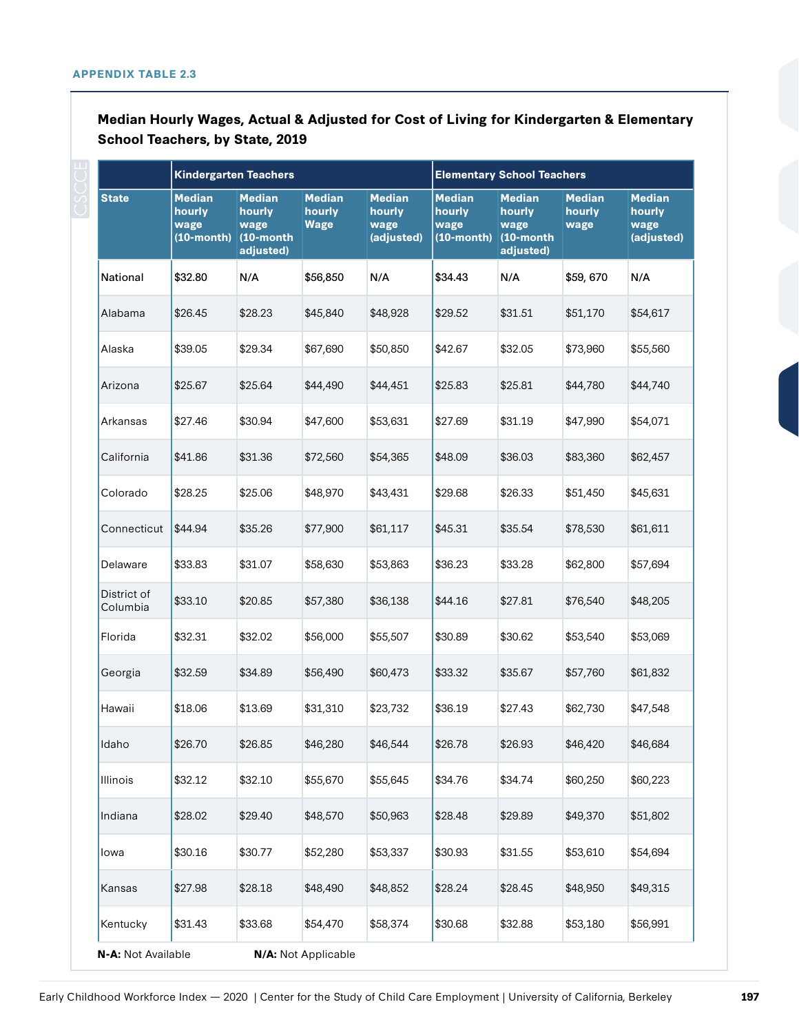APPENDIX TABLE 2.3

**Median Hourly Wages, Actual & Adjusted for Cost of Living for Kindergarten & Elementary School Teachers, by State, 2019**

| | Kindergarten Teachers | | | | Elementary School Teachers | | | |
|---|---|---|---|---|---|---|---|---|
| State | Median hourly wage (10-month) | Median hourly wage (10-month adjusted) | Median hourly Wage | Median hourly wage (adjusted) | Median hourly wage (10-month) | Median hourly wage (10-month adjusted) | Median hourly wage | Median hourly wage (adjusted) |
| National | $32.80 | N/A | $56,850 | N/A | $34.43 | N/A | $59, 670 | N/A |
| Alabama | $26.45 | $28.23 | $45,840 | $48,928 | $29.52 | $31.51 | $51,170 | $54,617 |
| Alaska | $39.05 | $29.34 | $67,690 | $50,850 | $42.67 | $32.05 | $73,960 | $55,560 |
| Arizona | $25.67 | $25.64 | $44,490 | $44,451 | $25.83 | $25.81 | $44,780 | $44,740 |
| Arkansas | $27.46 | $30.94 | $47,600 | $53,631 | $27.69 | $31.19 | $47,990 | $54,071 |
| California | $41.86 | $31.36 | $72,560 | $54,365 | $48.09 | $36.03 | $83,360 | $62,457 |
| Colorado | $28.25 | $25.06 | $48,970 | $43,431 | $29.68 | $26.33 | $51,450 | $45,631 |
| Connecticut | $44.94 | $35.26 | $77,900 | $61,117 | $45.31 | $35.54 | $78,530 | $61,611 |
| Delaware | $33.83 | $31.07 | $58,630 | $53,863 | $36.23 | $33.28 | $62,800 | $57,694 |
| District of Columbia | $33.10 | $20.85 | $57,380 | $36,138 | $44.16 | $27.81 | $76,540 | $48,205 |
| Florida | $32.31 | $32.02 | $56,000 | $55,507 | $30.89 | $30.62 | $53,540 | $53,069 |
| Georgia | $32.59 | $34.89 | $56,490 | $60,473 | $33.32 | $35.67 | $57,760 | $61,832 |
| Hawaii | $18.06 | $13.69 | $31,310 | $23,732 | $36.19 | $27.43 | $62,730 | $47,548 |
| Idaho | $26.70 | $26.85 | $46,280 | $46,544 | $26.78 | $26.93 | $46,420 | $46,684 |
| Illinois | $32.12 | $32.10 | $55,670 | $55,645 | $34.76 | $34.74 | $60,250 | $60,223 |
| Indiana | $28.02 | $29.40 | $48,570 | $50,963 | $28.48 | $29.89 | $49,370 | $51,802 |
| Iowa | $30.16 | $30.77 | $52,280 | $53,337 | $30.93 | $31.55 | $53,610 | $54,694 |
| Kansas | $27.98 | $28.18 | $48,490 | $48,852 | $28.24 | $28.45 | $48,950 | $49,315 |
| Kentucky | $31.43 | $33.68 | $54,470 | $58,374 | $30.68 | $32.88 | $53,180 | $56,991 |

**N-A:** Not Available **N/A:** Not Applicable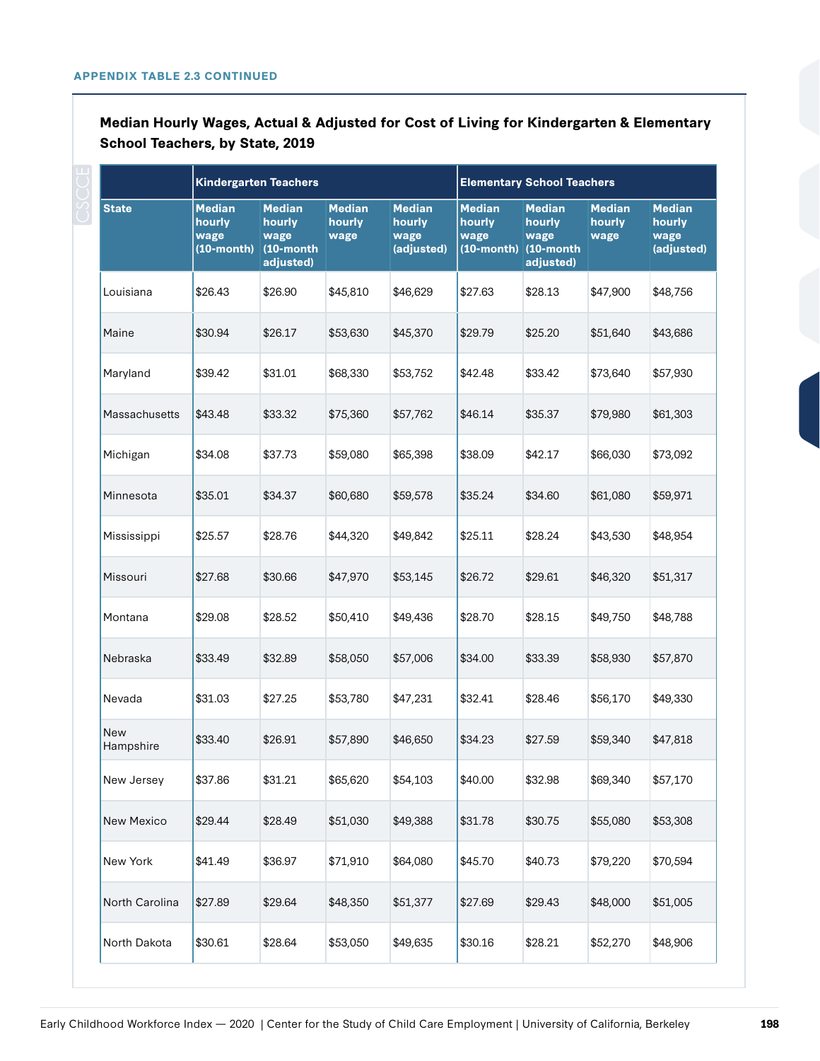**APPENDIX TABLE 2.3 CONTINUED**

**Median Hourly Wages, Actual & Adjusted for Cost of Living for Kindergarten & Elementary School Teachers, by State, 2019**

| | Kindergarten Teachers | | | | Elementary School Teachers | | | |
|---|---|---|---|---|---|---|---|---|
| State | Median hourly wage (10-month) | Median hourly wage (10-month adjusted) | Median hourly wage | Median hourly wage (adjusted) | Median hourly wage (10-month) | Median hourly wage (10-month adjusted) | Median hourly wage | Median hourly wage (adjusted) |
| Louisiana | $26.43 | $26.90 | $45,810 | $46,629 | $27.63 | $28.13 | $47,900 | $48,756 |
| Maine | $30.94 | $26.17 | $53,630 | $45,370 | $29.79 | $25.20 | $51,640 | $43,686 |
| Maryland | $39.42 | $31.01 | $68,330 | $53,752 | $42.48 | $33.42 | $73,640 | $57,930 |
| Massachusetts | $43.48 | $33.32 | $75,360 | $57,762 | $46.14 | $35.37 | $79,980 | $61,303 |
| Michigan | $34.08 | $37.73 | $59,080 | $65,398 | $38.09 | $42.17 | $66,030 | $73,092 |
| Minnesota | $35.01 | $34.37 | $60,680 | $59,578 | $35.24 | $34.60 | $61,080 | $59,971 |
| Mississippi | $25.57 | $28.76 | $44,320 | $49,842 | $25.11 | $28.24 | $43,530 | $48,954 |
| Missouri | $27.68 | $30.66 | $47,970 | $53,145 | $26.72 | $29.61 | $46,320 | $51,317 |
| Montana | $29.08 | $28.52 | $50,410 | $49,436 | $28.70 | $28.15 | $49,750 | $48,788 |
| Nebraska | $33.49 | $32.89 | $58,050 | $57,006 | $34.00 | $33.39 | $58,930 | $57,870 |
| Nevada | $31.03 | $27.25 | $53,780 | $47,231 | $32.41 | $28.46 | $56,170 | $49,330 |
| New Hampshire | $33.40 | $26.91 | $57,890 | $46,650 | $34.23 | $27.59 | $59,340 | $47,818 |
| New Jersey | $37.86 | $31.21 | $65,620 | $54,103 | $40.00 | $32.98 | $69,340 | $57,170 |
| New Mexico | $29.44 | $28.49 | $51,030 | $49,388 | $31.78 | $30.75 | $55,080 | $53,308 |
| New York | $41.49 | $36.97 | $71,910 | $64,080 | $45.70 | $40.73 | $79,220 | $70,594 |
| North Carolina | $27.89 | $29.64 | $48,350 | $51,377 | $27.69 | $29.43 | $48,000 | $51,005 |
| North Dakota | $30.61 | $28.64 | $53,050 | $49,635 | $30.16 | $28.21 | $52,270 | $48,906 |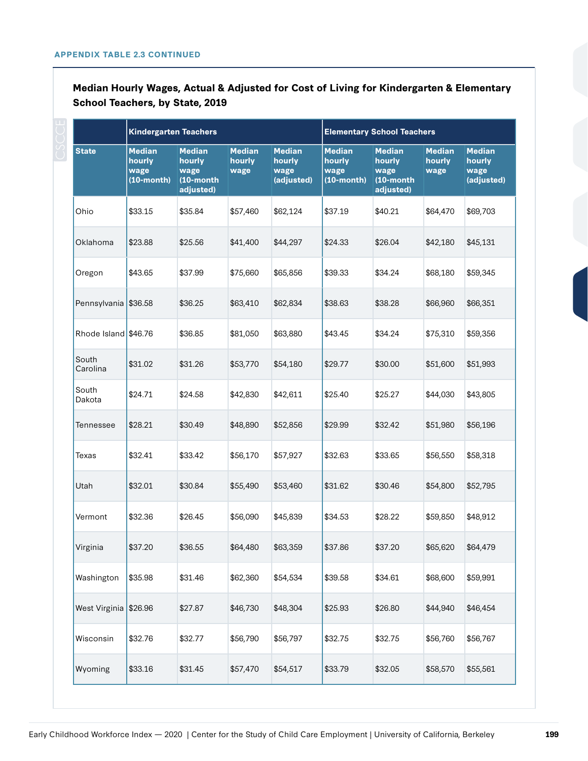**APPENDIX TABLE 2.3 CONTINUED**

### Median Hourly Wages, Actual & Adjusted for Cost of Living for Kindergarten & Elementary School Teachers, by State, 2019

| | Kindergarten Teachers | | | | Elementary School Teachers | | | |
|---|---|---|---|---|---|---|---|---|
| **State** | **Median hourly wage (10-month)** | **Median hourly wage (10-month adjusted)** | **Median hourly wage** | **Median hourly wage (adjusted)** | **Median hourly wage (10-month)** | **Median hourly wage (10-month adjusted)** | **Median hourly wage** | **Median hourly wage (adjusted)** |
| Ohio | $33.15 | $35.84 | $57,460 | $62,124 | $37.19 | $40.21 | $64,470 | $69,703 |
| Oklahoma | $23.88 | $25.56 | $41,400 | $44,297 | $24.33 | $26.04 | $42,180 | $45,131 |
| Oregon | $43.65 | $37.99 | $75,660 | $65,856 | $39.33 | $34.24 | $68,180 | $59,345 |
| Pennsylvania | $36.58 | $36.25 | $63,410 | $62,834 | $38.63 | $38.28 | $66,960 | $66,351 |
| Rhode Island | $46.76 | $36.85 | $81,050 | $63,880 | $43.45 | $34.24 | $75,310 | $59,356 |
| South Carolina | $31.02 | $31.26 | $53,770 | $54,180 | $29.77 | $30.00 | $51,600 | $51,993 |
| South Dakota | $24.71 | $24.58 | $42,830 | $42,611 | $25.40 | $25.27 | $44,030 | $43,805 |
| Tennessee | $28.21 | $30.49 | $48,890 | $52,856 | $29.99 | $32.42 | $51,980 | $56,196 |
| Texas | $32.41 | $33.42 | $56,170 | $57,927 | $32.63 | $33.65 | $56,550 | $58,318 |
| Utah | $32.01 | $30.84 | $55,490 | $53,460 | $31.62 | $30.46 | $54,800 | $52,795 |
| Vermont | $32.36 | $26.45 | $56,090 | $45,839 | $34.53 | $28.22 | $59,850 | $48,912 |
| Virginia | $37.20 | $36.55 | $64,480 | $63,359 | $37.86 | $37.20 | $65,620 | $64,479 |
| Washington | $35.98 | $31.46 | $62,360 | $54,534 | $39.58 | $34.61 | $68,600 | $59,991 |
| West Virginia | $26.96 | $27.87 | $46,730 | $48,304 | $25.93 | $26.80 | $44,940 | $46,454 |
| Wisconsin | $32.76 | $32.77 | $56,790 | $56,797 | $32.75 | $32.75 | $56,760 | $56,767 |
| Wyoming | $33.16 | $31.45 | $57,470 | $54,517 | $33.79 | $32.05 | $58,570 | $55,561 |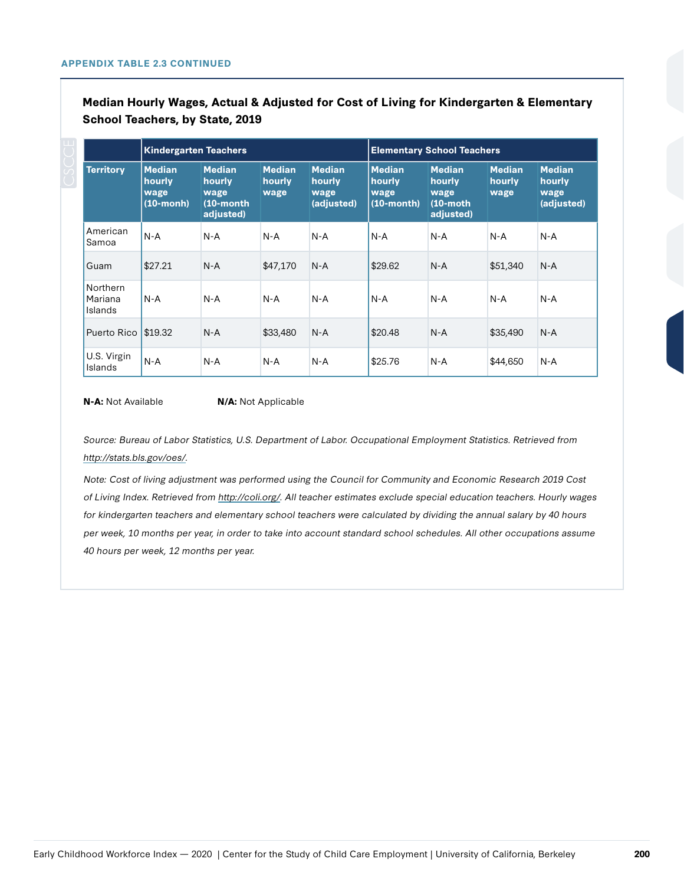APPENDIX TABLE 2.3 CONTINUED

### Median Hourly Wages, Actual & Adjusted for Cost of Living for Kindergarten & Elementary School Teachers, by State, 2019

| | Kindergarten Teachers | | | | Elementary School Teachers | | | |
|---|---|---|---|---|---|---|---|---|
| Territory | Median hourly wage (10-monh) | Median hourly wage (10-month adjusted) | Median hourly wage | Median hourly wage (adjusted) | Median hourly wage (10-month) | Median hourly wage (10-moth adjusted) | Median hourly wage | Median hourly wage (adjusted) |
| American Samoa | N-A | N-A | N-A | N-A | N-A | N-A | N-A | N-A |
| Guam | $27.21 | N-A | $47,170 | N-A | $29.62 | N-A | $51,340 | N-A |
| Northern Mariana Islands | N-A | N-A | N-A | N-A | N-A | N-A | N-A | N-A |
| Puerto Rico | $19.32 | N-A | $33,480 | N-A | $20.48 | N-A | $35,490 | N-A |
| U.S. Virgin Islands | N-A | N-A | N-A | N-A | $25.76 | N-A | $44,650 | N-A |

**N-A:** Not Available **N/A:** Not Applicable

*Source: Bureau of Labor Statistics, U.S. Department of Labor. Occupational Employment Statistics. Retrieved from http://stats.bls.gov/oes/.*

*Note: Cost of living adjustment was performed using the Council for Community and Economic Research 2019 Cost of Living Index. Retrieved from http://coli.org/. All teacher estimates exclude special education teachers. Hourly wages for kindergarten teachers and elementary school teachers were calculated by dividing the annual salary by 40 hours per week, 10 months per year, in order to take into account standard school schedules. All other occupations assume 40 hours per week, 12 months per year.*